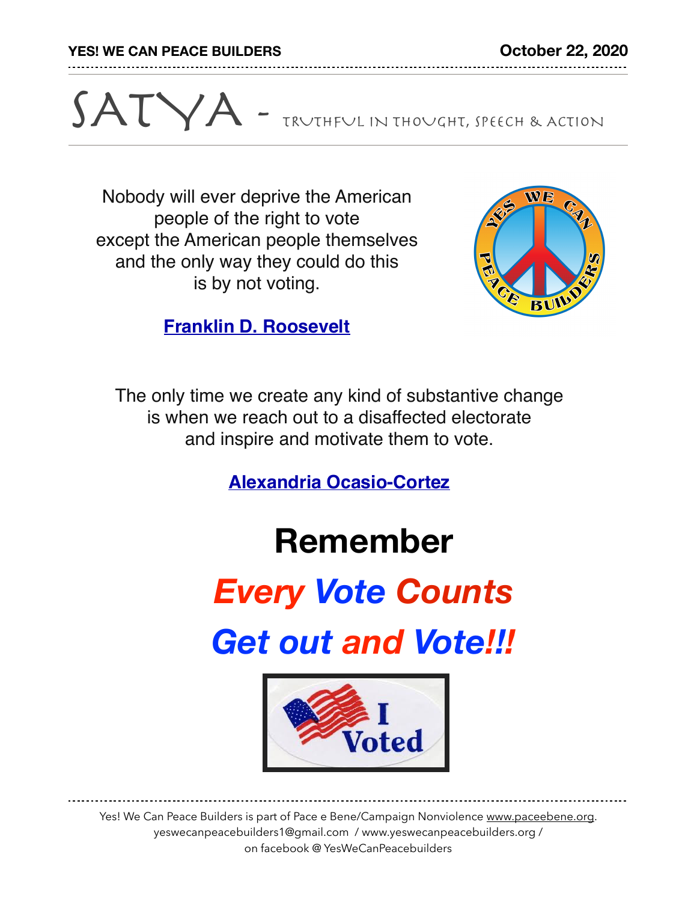**YES! WE CAN PEACE BUILDERS** **October 22, 2020**

# SATYA - Truthful in Thought, Speech & Action

Nobody will ever deprive the American people of the right to vote except the American people themselves and the only way they could do this is by not voting.

**Franklin D. Roosevelt**

The only time we create any kind of substantive change is when we reach out to a disaffected electorate and inspire and motivate them to vote.

**Alexandria Ocasio-Cortez**

# Remember

## *Every Vote Counts*

## *Get out and Vote!!!*

Yes! We Can Peace Builders is part of Pace e Bene/Campaign Nonviolence www.paceebene.org.
yeswecanpeacebuilders1@gmail.com / www.yeswecanpeacebuilders.org /
on facebook @ YesWeCanPeacebuilders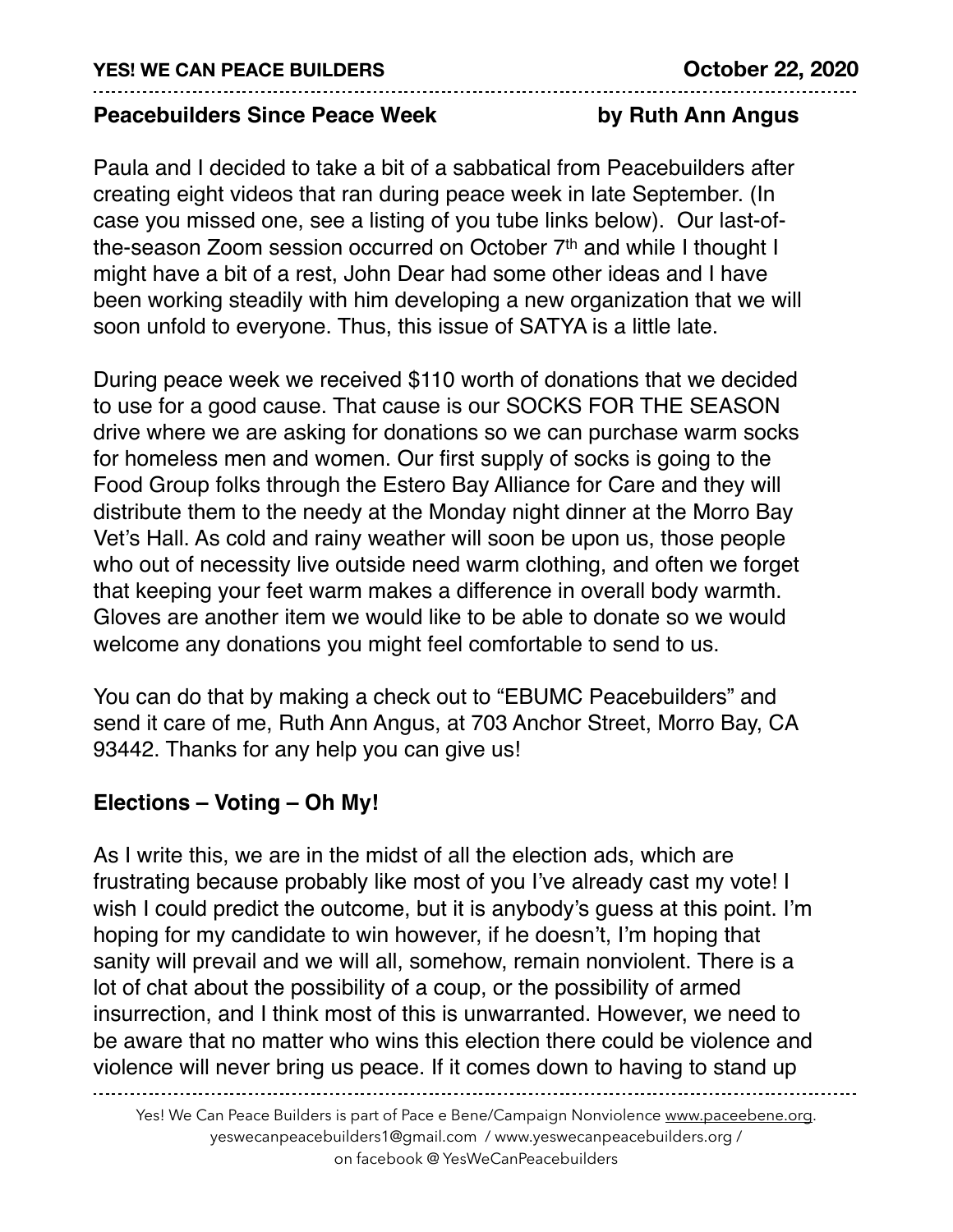## Peacebuilders Since Peace Week

**by Ruth Ann Angus**

Paula and I decided to take a bit of a sabbatical from Peacebuilders after creating eight videos that ran during peace week in late September. (In case you missed one, see a listing of you tube links below). Our last-of-the-season Zoom session occurred on October 7th and while I thought I might have a bit of a rest, John Dear had some other ideas and I have been working steadily with him developing a new organization that we will soon unfold to everyone. Thus, this issue of SATYA is a little late.

During peace week we received $110 worth of donations that we decided to use for a good cause. That cause is our SOCKS FOR THE SEASON drive where we are asking for donations so we can purchase warm socks for homeless men and women. Our first supply of socks is going to the Food Group folks through the Estero Bay Alliance for Care and they will distribute them to the needy at the Monday night dinner at the Morro Bay Vet's Hall. As cold and rainy weather will soon be upon us, those people who out of necessity live outside need warm clothing, and often we forget that keeping your feet warm makes a difference in overall body warmth. Gloves are another item we would like to be able to donate so we would welcome any donations you might feel comfortable to send to us.

You can do that by making a check out to "EBUMC Peacebuilders" and send it care of me, Ruth Ann Angus, at 703 Anchor Street, Morro Bay, CA 93442. Thanks for any help you can give us!

## Elections – Voting – Oh My!

As I write this, we are in the midst of all the election ads, which are frustrating because probably like most of you I've already cast my vote! I wish I could predict the outcome, but it is anybody's guess at this point. I'm hoping for my candidate to win however, if he doesn't, I'm hoping that sanity will prevail and we will all, somehow, remain nonviolent. There is a lot of chat about the possibility of a coup, or the possibility of armed insurrection, and I think most of this is unwarranted. However, we need to be aware that no matter who wins this election there could be violence and violence will never bring us peace. If it comes down to having to stand up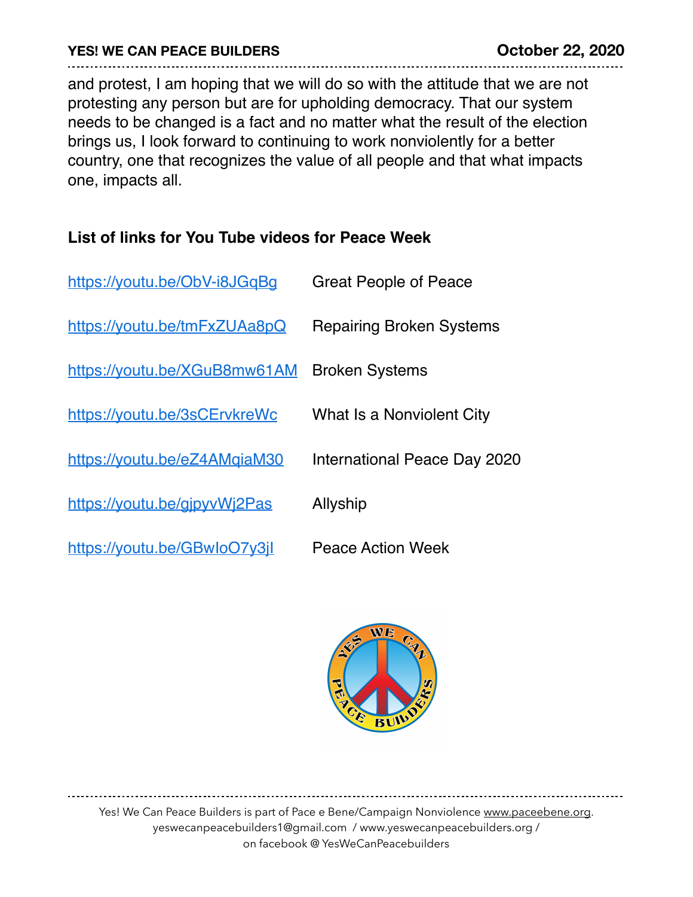and protest, I am hoping that we will do so with the attitude that we are not protesting any person but are for upholding democracy. That our system needs to be changed is a fact and no matter what the result of the election brings us, I look forward to continuing to work nonviolently for a better country, one that recognizes the value of all people and that what impacts one, impacts all.

**List of links for You Tube videos for Peace Week**

| | |
|---|---|
| https://youtu.be/ObV-i8JGqBg | Great People of Peace |
| https://youtu.be/tmFxZUAa8pQ | Repairing Broken Systems |
| https://youtu.be/XGuB8mw61AM | Broken Systems |
| https://youtu.be/3sCErvkreWc | What Is a Nonviolent City |
| https://youtu.be/eZ4AMqiaM30 | International Peace Day 2020 |
| https://youtu.be/gjpyvWj2Pas | Allyship |
| https://youtu.be/GBwIoO7y3jI | Peace Action Week |

Yes! We Can Peace Builders is part of Pace e Bene/Campaign Nonviolence www.paceebene.org.
yeswecanpeacebuilders1@gmail.com / www.yeswecanpeacebuilders.org /
on facebook @ YesWeCanPeacebuilders